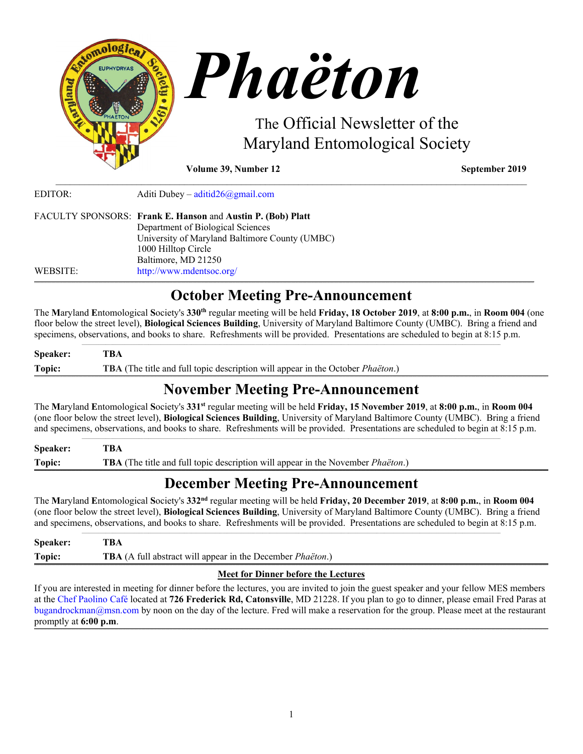# Phaëton

The Official Newsletter of the Maryland Entomological Society

**Volume 39, Number 12** **September 2019**

EDITOR: Aditi Dubey – aditid26@gmail.com

FACULTY SPONSORS: **Frank E. Hanson** and **Austin P. (Bob) Platt**
Department of Biological Sciences
University of Maryland Baltimore County (UMBC)
1000 Hilltop Circle
Baltimore, MD 21250

WEBSITE: http://www.mdentsoc.org/

## October Meeting Pre-Announcement

The **M**aryland **E**ntomological **S**ociety's **330th** regular meeting will be held **Friday, 18 October 2019**, at **8:00 p.m.**, in **Room 004** (one floor below the street level), **Biological Sciences Building**, University of Maryland Baltimore County (UMBC). Bring a friend and specimens, observations, and books to share. Refreshments will be provided. Presentations are scheduled to begin at 8:15 p.m.

**Speaker:** **TBA**

**Topic:** **TBA** (The title and full topic description will appear in the October *Phaëton*.)

## November Meeting Pre-Announcement

The **M**aryland **E**ntomological **S**ociety's **331st** regular meeting will be held **Friday, 15 November 2019**, at **8:00 p.m.**, in **Room 004** (one floor below the street level), **Biological Sciences Building**, University of Maryland Baltimore County (UMBC). Bring a friend and specimens, observations, and books to share. Refreshments will be provided. Presentations are scheduled to begin at 8:15 p.m.

**Speaker:** **TBA**

**Topic:** **TBA** (The title and full topic description will appear in the November *Phaëton*.)

## December Meeting Pre-Announcement

The **M**aryland **E**ntomological **S**ociety's **332nd** regular meeting will be held **Friday, 20 December 2019**, at **8:00 p.m.**, in **Room 004** (one floor below the street level), **Biological Sciences Building**, University of Maryland Baltimore County (UMBC). Bring a friend and specimens, observations, and books to share. Refreshments will be provided. Presentations are scheduled to begin at 8:15 p.m.

**Speaker:** **TBA**

**Topic:** **TBA** (A full abstract will appear in the December *Phaëton*.)

### Meet for Dinner before the Lectures

If you are interested in meeting for dinner before the lectures, you are invited to join the guest speaker and your fellow MES members at the Chef Paolino Café located at **726 Frederick Rd, Catonsville**, MD 21228. If you plan to go to dinner, please email Fred Paras at bugandrockman@msn.com by noon on the day of the lecture. Fred will make a reservation for the group. Please meet at the restaurant promptly at **6:00 p.m**.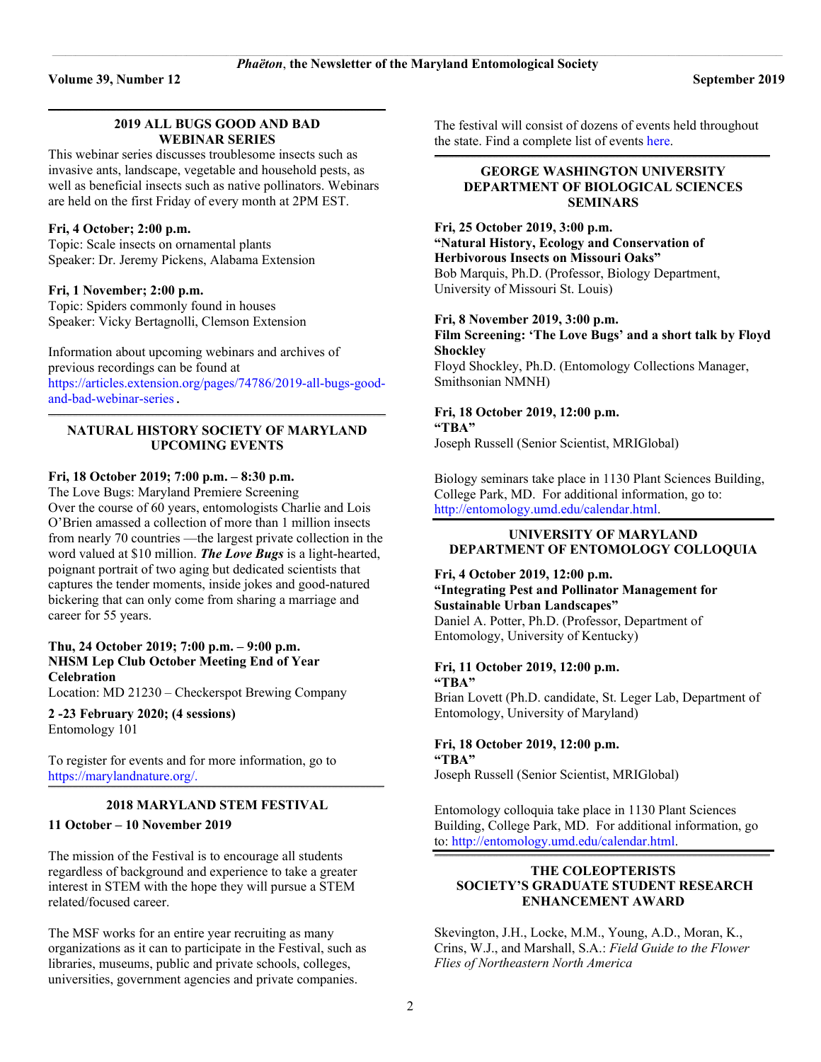## 2019 ALL BUGS GOOD AND BAD WEBINAR SERIES

This webinar series discusses troublesome insects such as invasive ants, landscape, vegetable and household pests, as well as beneficial insects such as native pollinators. Webinars are held on the first Friday of every month at 2PM EST.

**Fri, 4 October; 2:00 p.m.**
Topic: Scale insects on ornamental plants
Speaker: Dr. Jeremy Pickens, Alabama Extension

**Fri, 1 November; 2:00 p.m.**
Topic: Spiders commonly found in houses
Speaker: Vicky Bertagnolli, Clemson Extension

Information about upcoming webinars and archives of previous recordings can be found at https://articles.extension.org/pages/74786/2019-all-bugs-good-and-bad-webinar-series.

## NATURAL HISTORY SOCIETY OF MARYLAND UPCOMING EVENTS

**Fri, 18 October 2019; 7:00 p.m. – 8:30 p.m.**
The Love Bugs: Maryland Premiere Screening
Over the course of 60 years, entomologists Charlie and Lois O'Brien amassed a collection of more than 1 million insects from nearly 70 countries —the largest private collection in the word valued at $10 million. ***The Love Bugs*** is a light-hearted, poignant portrait of two aging but dedicated scientists that captures the tender moments, inside jokes and good-natured bickering that can only come from sharing a marriage and career for 55 years.

**Thu, 24 October 2019; 7:00 p.m. – 9:00 p.m.**
**NHSM Lep Club October Meeting End of Year Celebration**
Location: MD 21230 – Checkerspot Brewing Company

**2 -23 February 2020; (4 sessions)**
Entomology 101

To register for events and for more information, go to https://marylandnature.org/.

## 2018 MARYLAND STEM FESTIVAL

**11 October – 10 November 2019**

The mission of the Festival is to encourage all students regardless of background and experience to take a greater interest in STEM with the hope they will pursue a STEM related/focused career.

The MSF works for an entire year recruiting as many organizations as it can to participate in the Festival, such as libraries, museums, public and private schools, colleges, universities, government agencies and private companies.

The festival will consist of dozens of events held throughout the state. Find a complete list of events here.

## GEORGE WASHINGTON UNIVERSITY DEPARTMENT OF BIOLOGICAL SCIENCES SEMINARS

**Fri, 25 October 2019, 3:00 p.m.**
**"Natural History, Ecology and Conservation of Herbivorous Insects on Missouri Oaks"**
Bob Marquis, Ph.D. (Professor, Biology Department, University of Missouri St. Louis)

**Fri, 8 November 2019, 3:00 p.m.**
**Film Screening: 'The Love Bugs' and a short talk by Floyd Shockley**
Floyd Shockley, Ph.D. (Entomology Collections Manager, Smithsonian NMNH)

**Fri, 18 October 2019, 12:00 p.m.**
**"TBA"**
Joseph Russell (Senior Scientist, MRIGlobal)

Biology seminars take place in 1130 Plant Sciences Building, College Park, MD. For additional information, go to: http://entomology.umd.edu/calendar.html.

## UNIVERSITY OF MARYLAND DEPARTMENT OF ENTOMOLOGY COLLOQUIA

**Fri, 4 October 2019, 12:00 p.m.**
**"Integrating Pest and Pollinator Management for Sustainable Urban Landscapes"**
Daniel A. Potter, Ph.D. (Professor, Department of Entomology, University of Kentucky)

**Fri, 11 October 2019, 12:00 p.m.**
**"TBA"**
Brian Lovett (Ph.D. candidate, St. Leger Lab, Department of Entomology, University of Maryland)

**Fri, 18 October 2019, 12:00 p.m.**
**"TBA"**
Joseph Russell (Senior Scientist, MRIGlobal)

Entomology colloquia take place in 1130 Plant Sciences Building, College Park, MD. For additional information, go to: http://entomology.umd.edu/calendar.html.

## THE COLEOPTERISTS SOCIETY'S GRADUATE STUDENT RESEARCH ENHANCEMENT AWARD

Skevington, J.H., Locke, M.M., Young, A.D., Moran, K., Crins, W.J., and Marshall, S.A.: *Field Guide to the Flower Flies of Northeastern North America*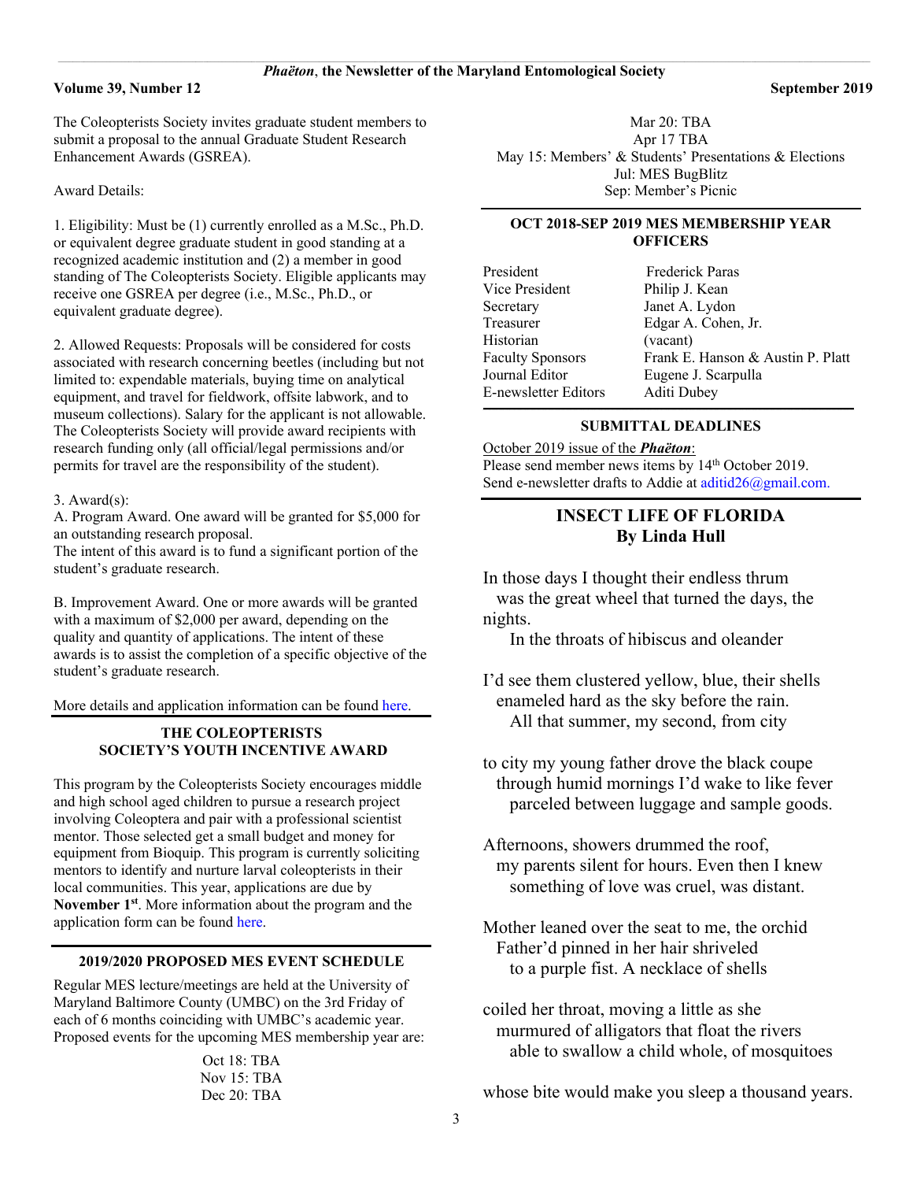The Coleopterists Society invites graduate student members to submit a proposal to the annual Graduate Student Research Enhancement Awards (GSREA).

Award Details:

1. Eligibility: Must be (1) currently enrolled as a M.Sc., Ph.D. or equivalent degree graduate student in good standing at a recognized academic institution and (2) a member in good standing of The Coleopterists Society. Eligible applicants may receive one GSREA per degree (i.e., M.Sc., Ph.D., or equivalent graduate degree).

2. Allowed Requests: Proposals will be considered for costs associated with research concerning beetles (including but not limited to: expendable materials, buying time on analytical equipment, and travel for fieldwork, offsite labwork, and to museum collections). Salary for the applicant is not allowable. The Coleopterists Society will provide award recipients with research funding only (all official/legal permissions and/or permits for travel are the responsibility of the student).

3. Award(s):

A. Program Award. One award will be granted for $5,000 for an outstanding research proposal.
The intent of this award is to fund a significant portion of the student's graduate research.

B. Improvement Award. One or more awards will be granted with a maximum of $2,000 per award, depending on the quality and quantity of applications. The intent of these awards is to assist the completion of a specific objective of the student's graduate research.

More details and application information can be found here.

## THE COLEOPTERISTS SOCIETY'S YOUTH INCENTIVE AWARD

This program by the Coleopterists Society encourages middle and high school aged children to pursue a research project involving Coleoptera and pair with a professional scientist mentor. Those selected get a small budget and money for equipment from Bioquip. This program is currently soliciting mentors to identify and nurture larval coleopterists in their local communities. This year, applications are due by **November 1st**. More information about the program and the application form can be found here.

## 2019/2020 PROPOSED MES EVENT SCHEDULE

Regular MES lecture/meetings are held at the University of Maryland Baltimore County (UMBC) on the 3rd Friday of each of 6 months coinciding with UMBC's academic year. Proposed events for the upcoming MES membership year are:

Oct 18: TBA
Nov 15: TBA
Dec 20: TBA
Mar 20: TBA
Apr 17 TBA
May 15: Members' & Students' Presentations & Elections
Jul: MES BugBlitz
Sep: Member's Picnic

## OCT 2018-SEP 2019 MES MEMBERSHIP YEAR OFFICERS

| | |
|---|---|
| President | Frederick Paras |
| Vice President | Philip J. Kean |
| Secretary | Janet A. Lydon |
| Treasurer | Edgar A. Cohen, Jr. |
| Historian | (vacant) |
| Faculty Sponsors | Frank E. Hanson & Austin P. Platt |
| Journal Editor | Eugene J. Scarpulla |
| E-newsletter Editors | Aditi Dubey |

## SUBMITTAL DEADLINES

October 2019 issue of the ***Phaëton***:
Please send member news items by 14th October 2019.
Send e-newsletter drafts to Addie at aditid26@gmail.com.

## INSECT LIFE OF FLORIDA
## By Linda Hull

In those days I thought their endless thrum
was the great wheel that turned the days, the nights.
In the throats of hibiscus and oleander

I'd see them clustered yellow, blue, their shells
enameled hard as the sky before the rain.
All that summer, my second, from city

to city my young father drove the black coupe
through humid mornings I'd wake to like fever
parceled between luggage and sample goods.

Afternoons, showers drummed the roof,
my parents silent for hours. Even then I knew
something of love was cruel, was distant.

Mother leaned over the seat to me, the orchid
Father'd pinned in her hair shriveled
to a purple fist. A necklace of shells

coiled her throat, moving a little as she
murmured of alligators that float the rivers
able to swallow a child whole, of mosquitoes

whose bite would make you sleep a thousand years.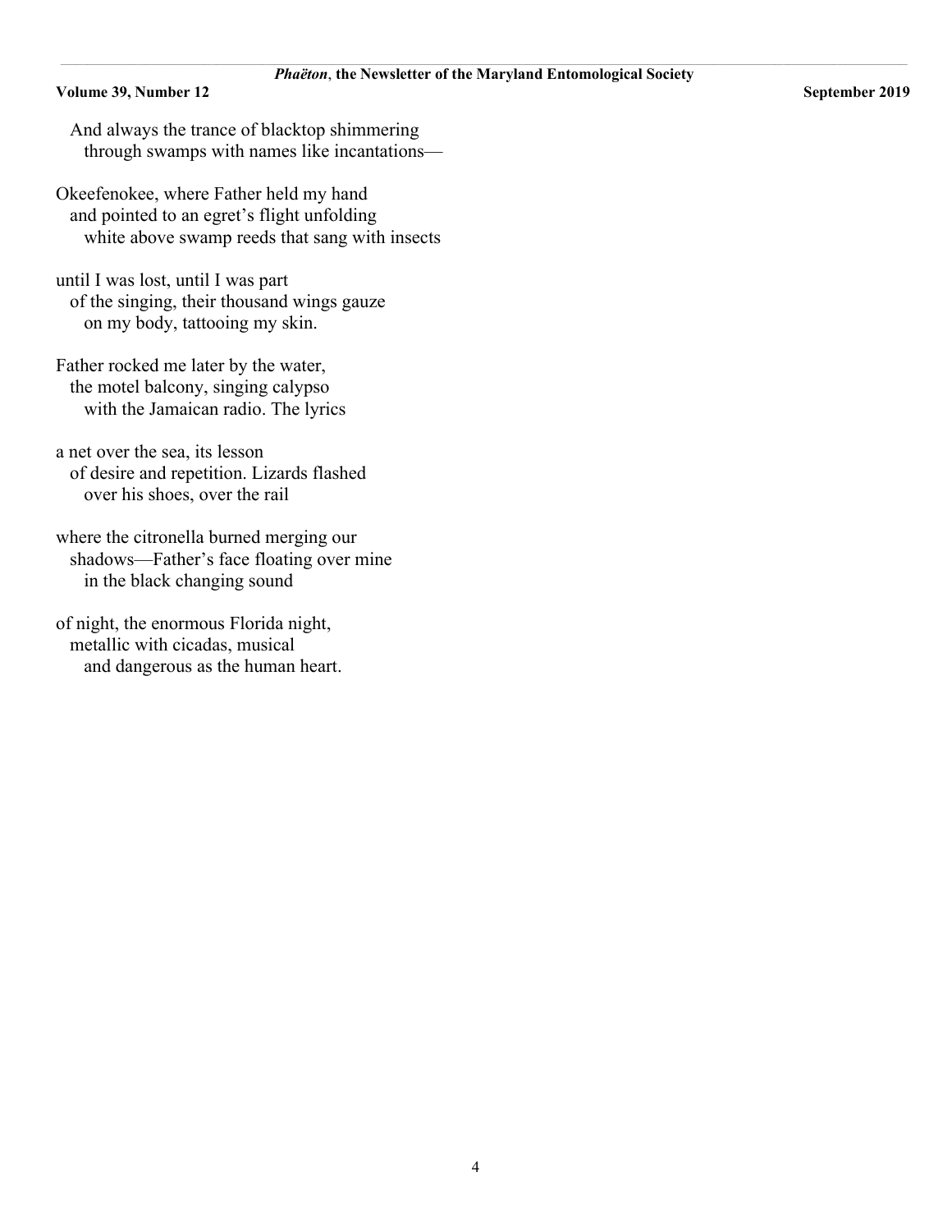And always the trance of blacktop shimmering
through swamps with names like incantations—

Okeefenokee, where Father held my hand
and pointed to an egret's flight unfolding
white above swamp reeds that sang with insects

until I was lost, until I was part
of the singing, their thousand wings gauze
on my body, tattooing my skin.

Father rocked me later by the water,
the motel balcony, singing calypso
with the Jamaican radio. The lyrics

a net over the sea, its lesson
of desire and repetition. Lizards flashed
over his shoes, over the rail

where the citronella burned merging our
shadows—Father's face floating over mine
in the black changing sound

of night, the enormous Florida night,
metallic with cicadas, musical
and dangerous as the human heart.